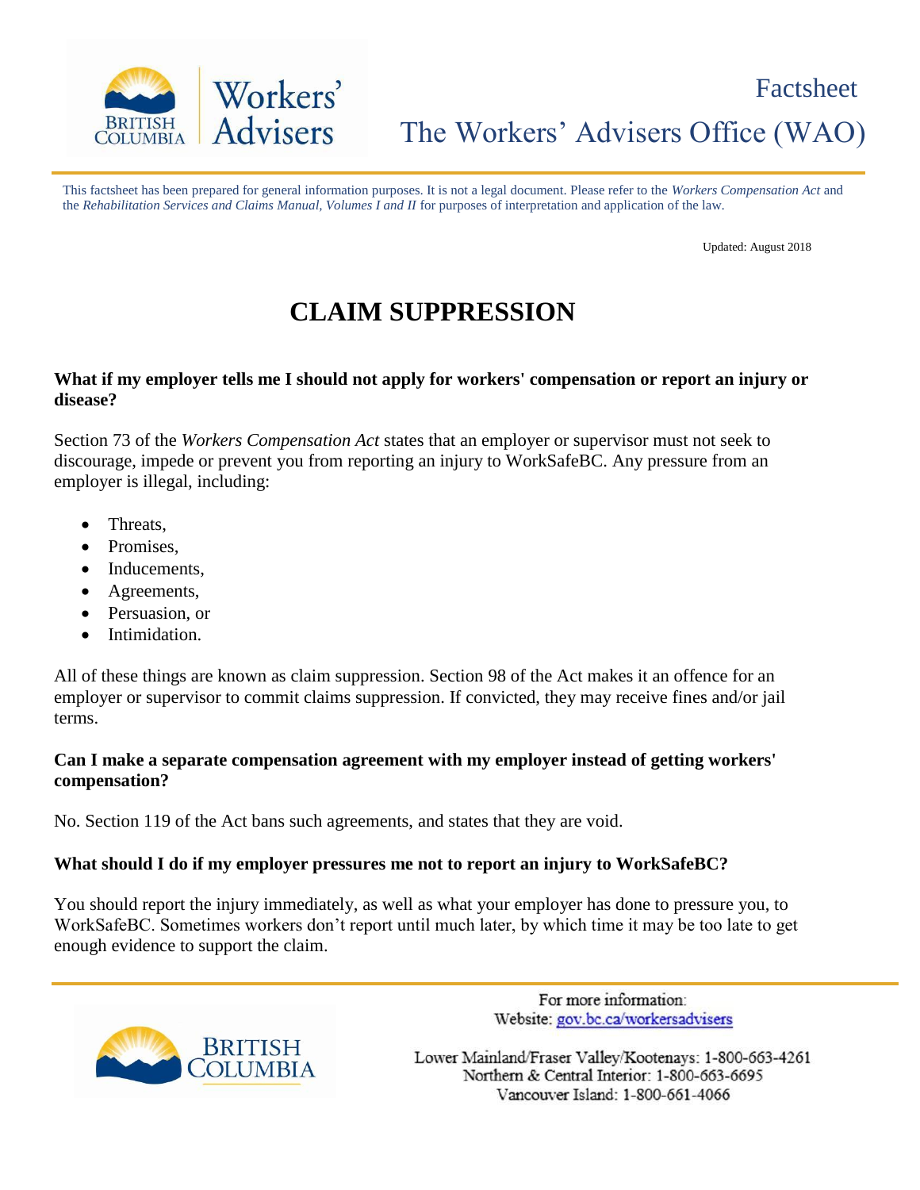Factsheet

The Workers' Advisers Office (WAO)

This factsheet has been prepared for general information purposes. It is not a legal document. Please refer to the *Workers Compensation Act* and the *Rehabilitation Services and Claims Manual, Volumes I and II* for purposes of interpretation and application of the law.

Updated: August 2018

# CLAIM SUPPRESSION

**What if my employer tells me I should not apply for workers' compensation or report an injury or disease?**

Section 73 of the *Workers Compensation Act* states that an employer or supervisor must not seek to discourage, impede or prevent you from reporting an injury to WorkSafeBC. Any pressure from an employer is illegal, including:

- Threats,
- Promises,
- Inducements,
- Agreements,
- Persuasion, or
- Intimidation.

All of these things are known as claim suppression. Section 98 of the Act makes it an offence for an employer or supervisor to commit claims suppression. If convicted, they may receive fines and/or jail terms.

**Can I make a separate compensation agreement with my employer instead of getting workers' compensation?**

No. Section 119 of the Act bans such agreements, and states that they are void.

**What should I do if my employer pressures me not to report an injury to WorkSafeBC?**

You should report the injury immediately, as well as what your employer has done to pressure you, to WorkSafeBC. Sometimes workers don't report until much later, by which time it may be too late to get enough evidence to support the claim.

For more information:
Website: gov.bc.ca/workersadvisers

Lower Mainland/Fraser Valley/Kootenays: 1-800-663-4261
Northern & Central Interior: 1-800-663-6695
Vancouver Island: 1-800-661-4066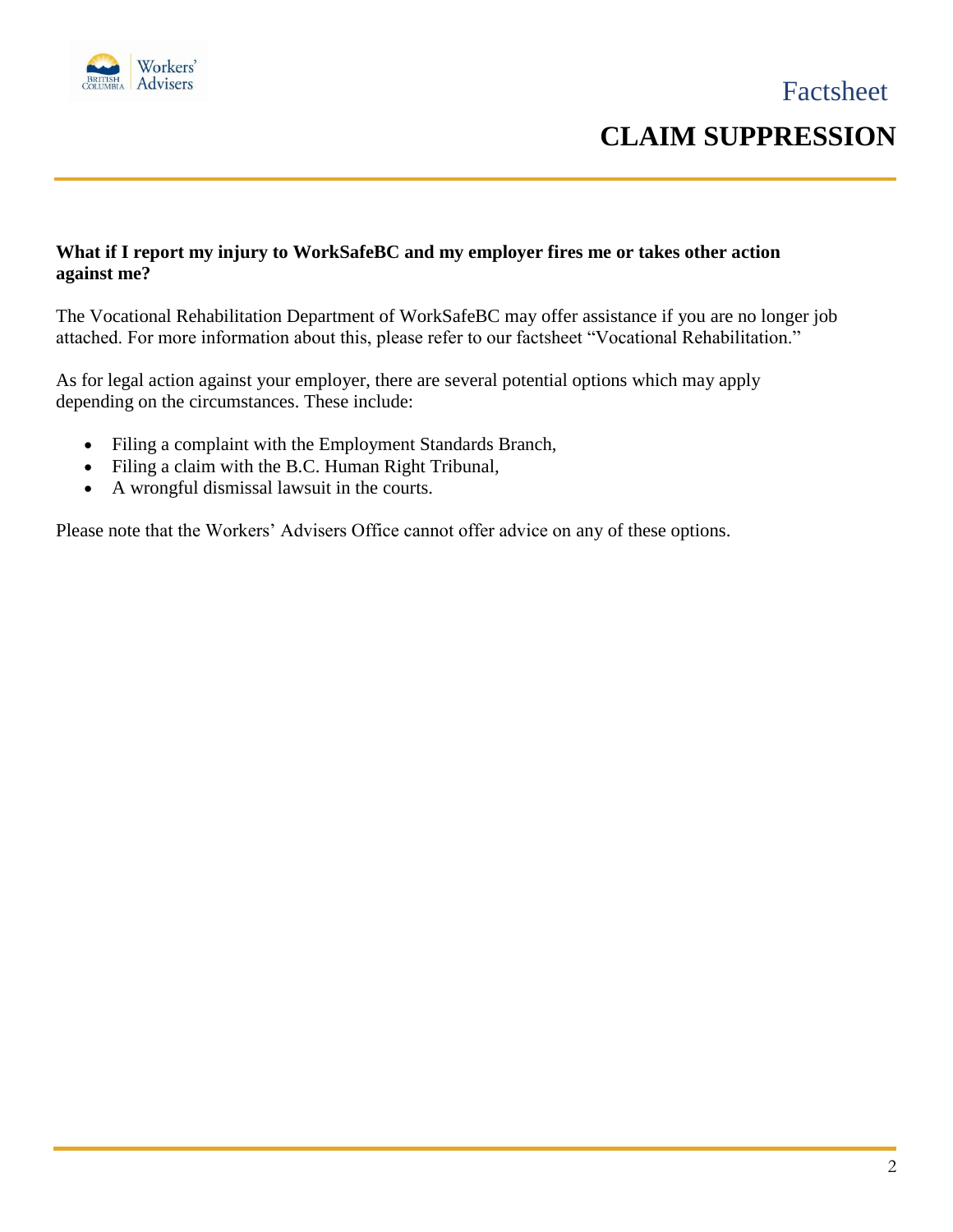**What if I report my injury to WorkSafeBC and my employer fires me or takes other action against me?**

The Vocational Rehabilitation Department of WorkSafeBC may offer assistance if you are no longer job attached. For more information about this, please refer to our factsheet "Vocational Rehabilitation."

As for legal action against your employer, there are several potential options which may apply depending on the circumstances. These include:

- Filing a complaint with the Employment Standards Branch,
- Filing a claim with the B.C. Human Right Tribunal,
- A wrongful dismissal lawsuit in the courts.

Please note that the Workers' Advisers Office cannot offer advice on any of these options.